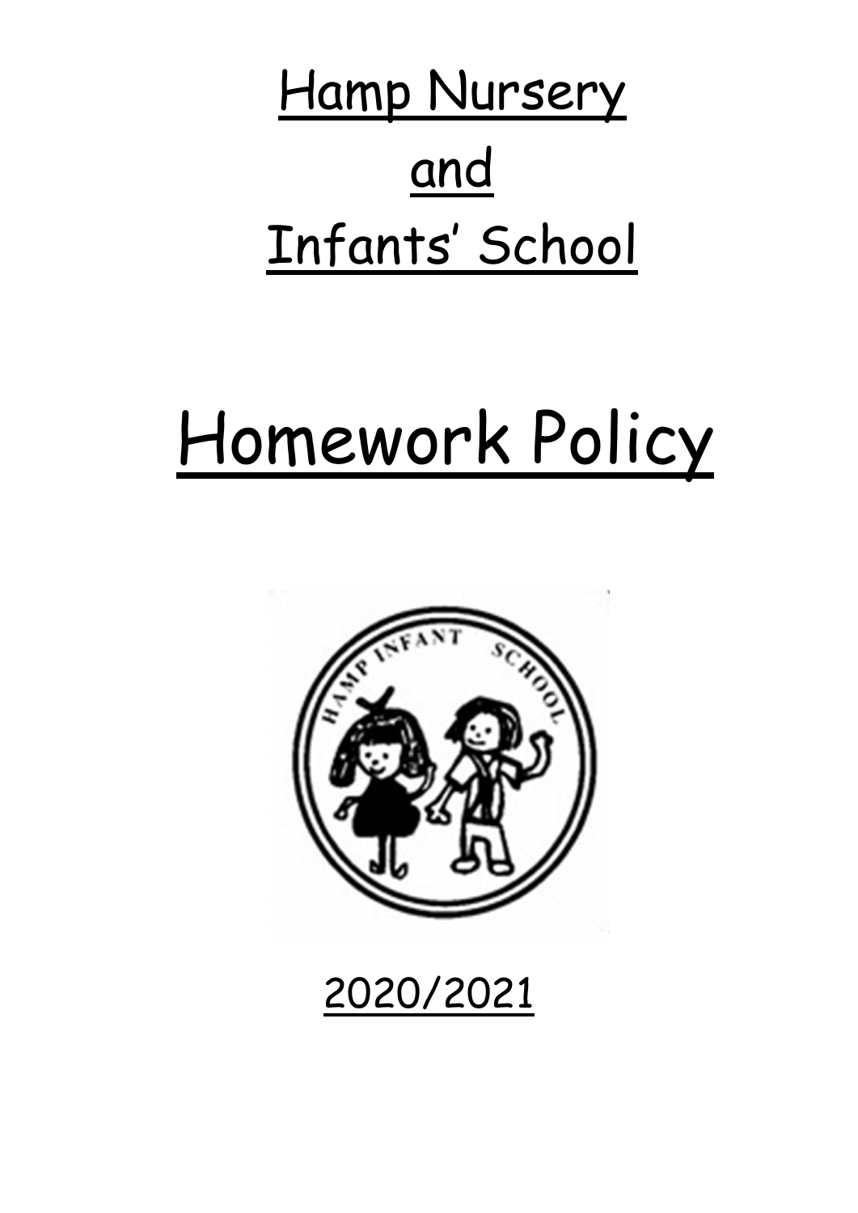# Hamp Nursery

# and

# Infants' School

# Homework Policy

2020/2021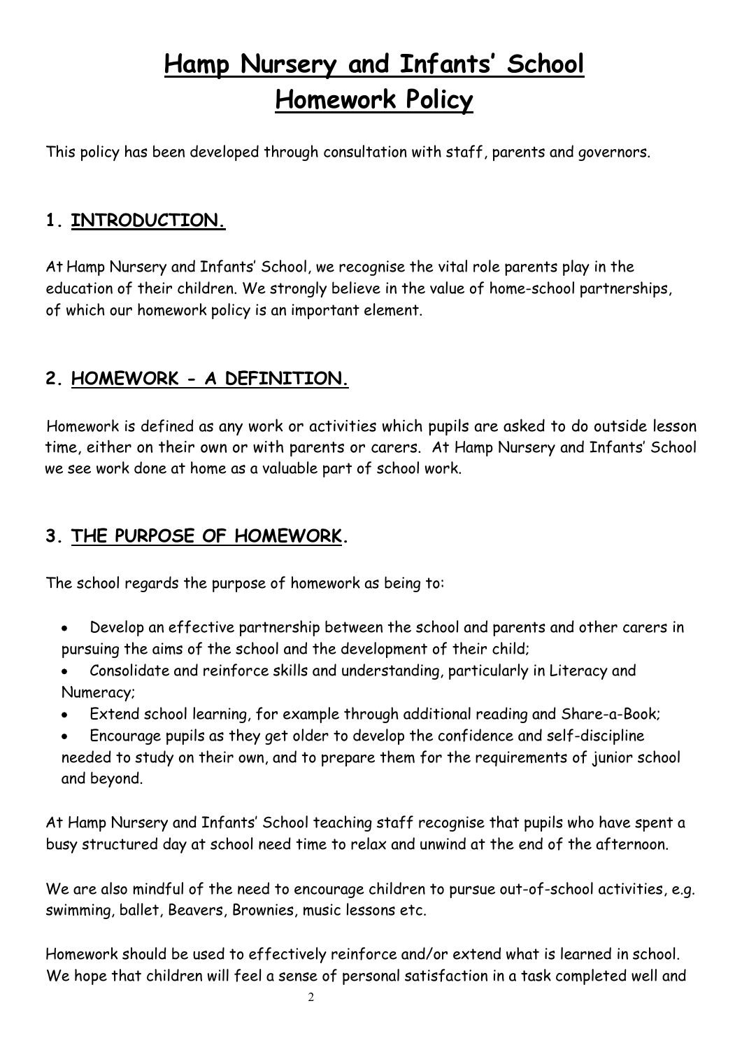# Hamp Nursery and Infants' School
# Homework Policy

This policy has been developed through consultation with staff, parents and governors.

## 1. INTRODUCTION.

At Hamp Nursery and Infants' School, we recognise the vital role parents play in the education of their children. We strongly believe in the value of home-school partnerships, of which our homework policy is an important element.

## 2. HOMEWORK - A DEFINITION.

Homework is defined as any work or activities which pupils are asked to do outside lesson time, either on their own or with parents or carers. At Hamp Nursery and Infants' School we see work done at home as a valuable part of school work.

## 3. THE PURPOSE OF HOMEWORK.

The school regards the purpose of homework as being to:

- Develop an effective partnership between the school and parents and other carers in pursuing the aims of the school and the development of their child;
- Consolidate and reinforce skills and understanding, particularly in Literacy and Numeracy;
- Extend school learning, for example through additional reading and Share-a-Book;
- Encourage pupils as they get older to develop the confidence and self-discipline needed to study on their own, and to prepare them for the requirements of junior school and beyond.

At Hamp Nursery and Infants' School teaching staff recognise that pupils who have spent a busy structured day at school need time to relax and unwind at the end of the afternoon.

We are also mindful of the need to encourage children to pursue out-of-school activities, e.g. swimming, ballet, Beavers, Brownies, music lessons etc.

Homework should be used to effectively reinforce and/or extend what is learned in school. We hope that children will feel a sense of personal satisfaction in a task completed well and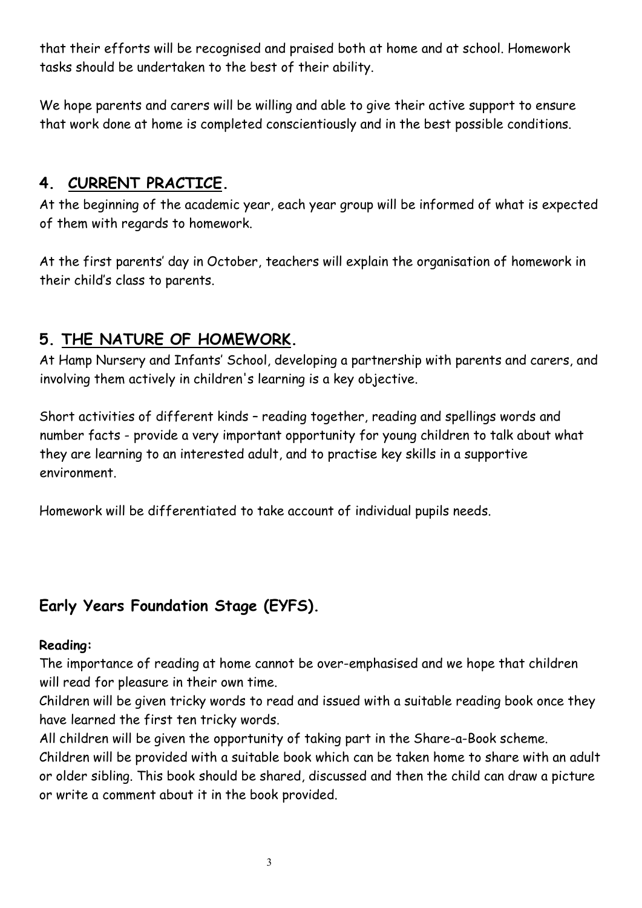that their efforts will be recognised and praised both at home and at school. Homework tasks should be undertaken to the best of their ability.

We hope parents and carers will be willing and able to give their active support to ensure that work done at home is completed conscientiously and in the best possible conditions.

## 4. CURRENT PRACTICE.

At the beginning of the academic year, each year group will be informed of what is expected of them with regards to homework.

At the first parents' day in October, teachers will explain the organisation of homework in their child's class to parents.

## 5. THE NATURE OF HOMEWORK.

At Hamp Nursery and Infants' School, developing a partnership with parents and carers, and involving them actively in children's learning is a key objective.

Short activities of different kinds – reading together, reading and spellings words and number facts - provide a very important opportunity for young children to talk about what they are learning to an interested adult, and to practise key skills in a supportive environment.

Homework will be differentiated to take account of individual pupils needs.

## Early Years Foundation Stage (EYFS).

**Reading:**

The importance of reading at home cannot be over-emphasised and we hope that children will read for pleasure in their own time.

Children will be given tricky words to read and issued with a suitable reading book once they have learned the first ten tricky words.

All children will be given the opportunity of taking part in the Share-a-Book scheme. Children will be provided with a suitable book which can be taken home to share with an adult or older sibling. This book should be shared, discussed and then the child can draw a picture or write a comment about it in the book provided.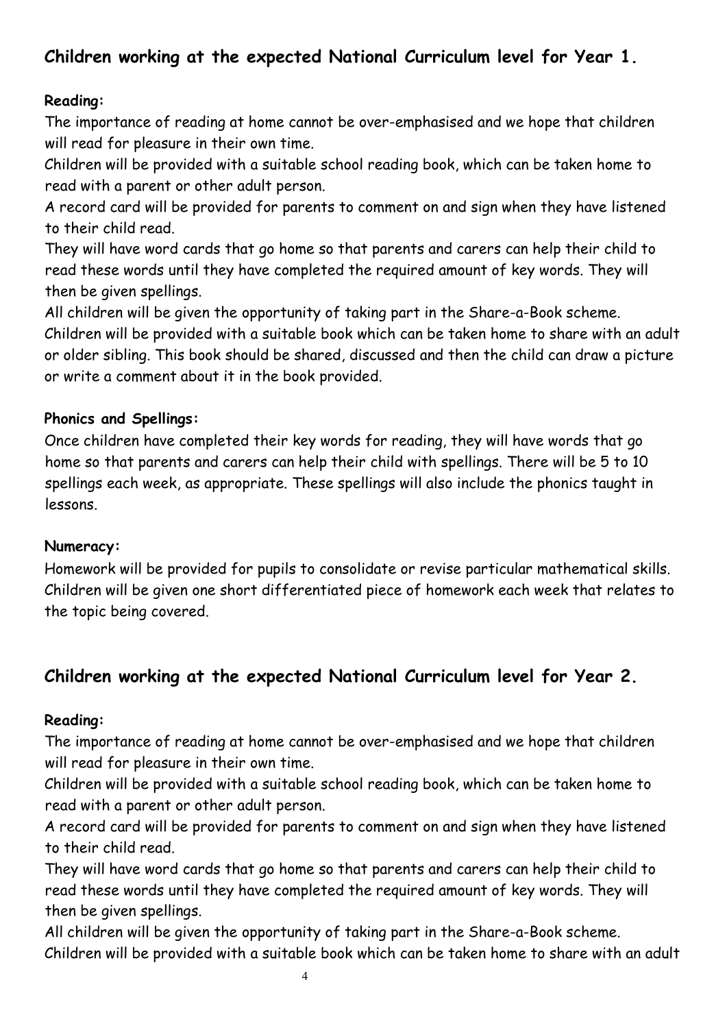## Children working at the expected National Curriculum level for Year 1.

**Reading:**

The importance of reading at home cannot be over-emphasised and we hope that children will read for pleasure in their own time.

Children will be provided with a suitable school reading book, which can be taken home to read with a parent or other adult person.

A record card will be provided for parents to comment on and sign when they have listened to their child read.

They will have word cards that go home so that parents and carers can help their child to read these words until they have completed the required amount of key words. They will then be given spellings.

All children will be given the opportunity of taking part in the Share-a-Book scheme. Children will be provided with a suitable book which can be taken home to share with an adult or older sibling. This book should be shared, discussed and then the child can draw a picture or write a comment about it in the book provided.

**Phonics and Spellings:**

Once children have completed their key words for reading, they will have words that go home so that parents and carers can help their child with spellings. There will be 5 to 10 spellings each week, as appropriate. These spellings will also include the phonics taught in lessons.

**Numeracy:**

Homework will be provided for pupils to consolidate or revise particular mathematical skills. Children will be given one short differentiated piece of homework each week that relates to the topic being covered.

## Children working at the expected National Curriculum level for Year 2.

**Reading:**

The importance of reading at home cannot be over-emphasised and we hope that children will read for pleasure in their own time.

Children will be provided with a suitable school reading book, which can be taken home to read with a parent or other adult person.

A record card will be provided for parents to comment on and sign when they have listened to their child read.

They will have word cards that go home so that parents and carers can help their child to read these words until they have completed the required amount of key words. They will then be given spellings.

All children will be given the opportunity of taking part in the Share-a-Book scheme. Children will be provided with a suitable book which can be taken home to share with an adult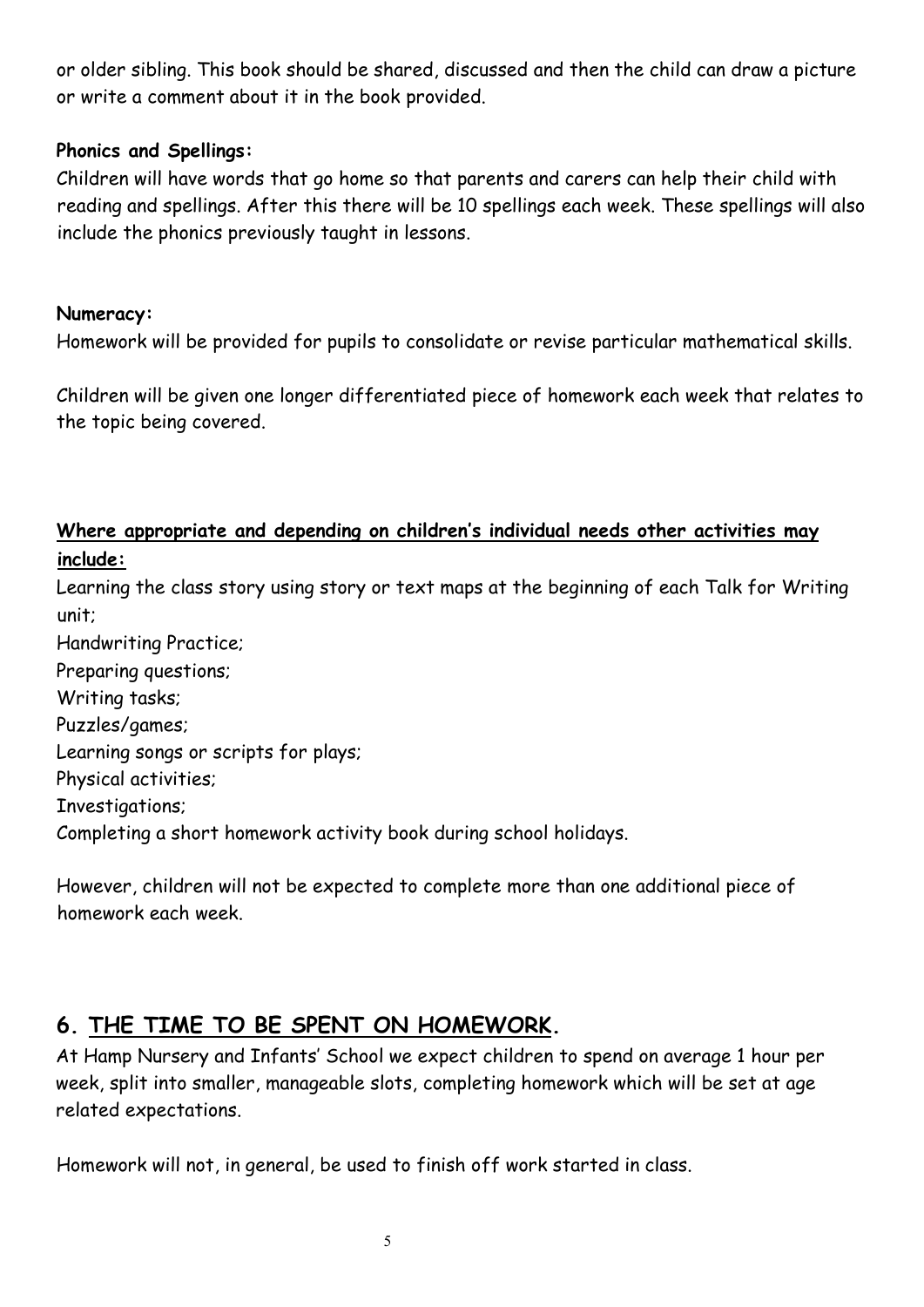or older sibling. This book should be shared, discussed and then the child can draw a picture or write a comment about it in the book provided.

**Phonics and Spellings:**

Children will have words that go home so that parents and carers can help their child with reading and spellings. After this there will be 10 spellings each week. These spellings will also include the phonics previously taught in lessons.

**Numeracy:**

Homework will be provided for pupils to consolidate or revise particular mathematical skills.

Children will be given one longer differentiated piece of homework each week that relates to the topic being covered.

**Where appropriate and depending on children's individual needs other activities may include:**

Learning the class story using story or text maps at the beginning of each Talk for Writing unit;
Handwriting Practice;
Preparing questions;
Writing tasks;
Puzzles/games;
Learning songs or scripts for plays;
Physical activities;
Investigations;
Completing a short homework activity book during school holidays.

However, children will not be expected to complete more than one additional piece of homework each week.

## 6. THE TIME TO BE SPENT ON HOMEWORK.

At Hamp Nursery and Infants' School we expect children to spend on average 1 hour per week, split into smaller, manageable slots, completing homework which will be set at age related expectations.

Homework will not, in general, be used to finish off work started in class.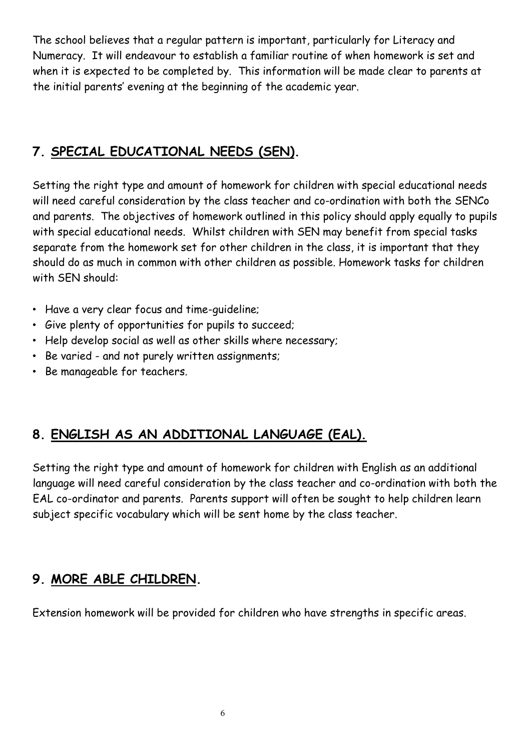The school believes that a regular pattern is important, particularly for Literacy and Numeracy. It will endeavour to establish a familiar routine of when homework is set and when it is expected to be completed by. This information will be made clear to parents at the initial parents' evening at the beginning of the academic year.

## 7. SPECIAL EDUCATIONAL NEEDS (SEN).

Setting the right type and amount of homework for children with special educational needs will need careful consideration by the class teacher and co-ordination with both the SENCo and parents. The objectives of homework outlined in this policy should apply equally to pupils with special educational needs. Whilst children with SEN may benefit from special tasks separate from the homework set for other children in the class, it is important that they should do as much in common with other children as possible. Homework tasks for children with SEN should:

- Have a very clear focus and time-guideline;
- Give plenty of opportunities for pupils to succeed;
- Help develop social as well as other skills where necessary;
- Be varied - and not purely written assignments;
- Be manageable for teachers.

## 8. ENGLISH AS AN ADDITIONAL LANGUAGE (EAL).

Setting the right type and amount of homework for children with English as an additional language will need careful consideration by the class teacher and co-ordination with both the EAL co-ordinator and parents. Parents support will often be sought to help children learn subject specific vocabulary which will be sent home by the class teacher.

## 9. MORE ABLE CHILDREN.

Extension homework will be provided for children who have strengths in specific areas.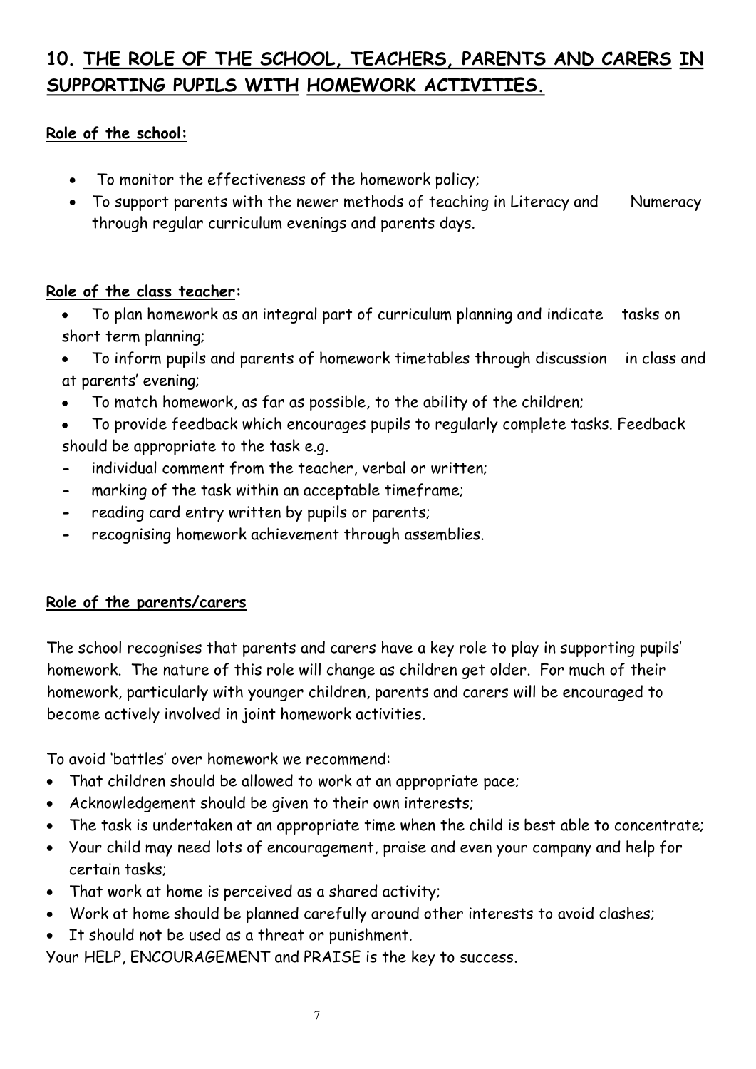## 10. THE ROLE OF THE SCHOOL, TEACHERS, PARENTS AND CARERS IN SUPPORTING PUPILS WITH HOMEWORK ACTIVITIES.

**Role of the school:**

- To monitor the effectiveness of the homework policy;
- To support parents with the newer methods of teaching in Literacy and Numeracy through regular curriculum evenings and parents days.

**Role of the class teacher:**

- To plan homework as an integral part of curriculum planning and indicate tasks on short term planning;
- To inform pupils and parents of homework timetables through discussion in class and at parents' evening;
- To match homework, as far as possible, to the ability of the children;
- To provide feedback which encourages pupils to regularly complete tasks. Feedback should be appropriate to the task e.g.
  - individual comment from the teacher, verbal or written;
  - marking of the task within an acceptable timeframe;
  - reading card entry written by pupils or parents;
  - recognising homework achievement through assemblies.

**Role of the parents/carers**

The school recognises that parents and carers have a key role to play in supporting pupils' homework. The nature of this role will change as children get older. For much of their homework, particularly with younger children, parents and carers will be encouraged to become actively involved in joint homework activities.

To avoid 'battles' over homework we recommend:

- That children should be allowed to work at an appropriate pace;
- Acknowledgement should be given to their own interests;
- The task is undertaken at an appropriate time when the child is best able to concentrate;
- Your child may need lots of encouragement, praise and even your company and help for certain tasks;
- That work at home is perceived as a shared activity;
- Work at home should be planned carefully around other interests to avoid clashes;
- It should not be used as a threat or punishment.

Your HELP, ENCOURAGEMENT and PRAISE is the key to success.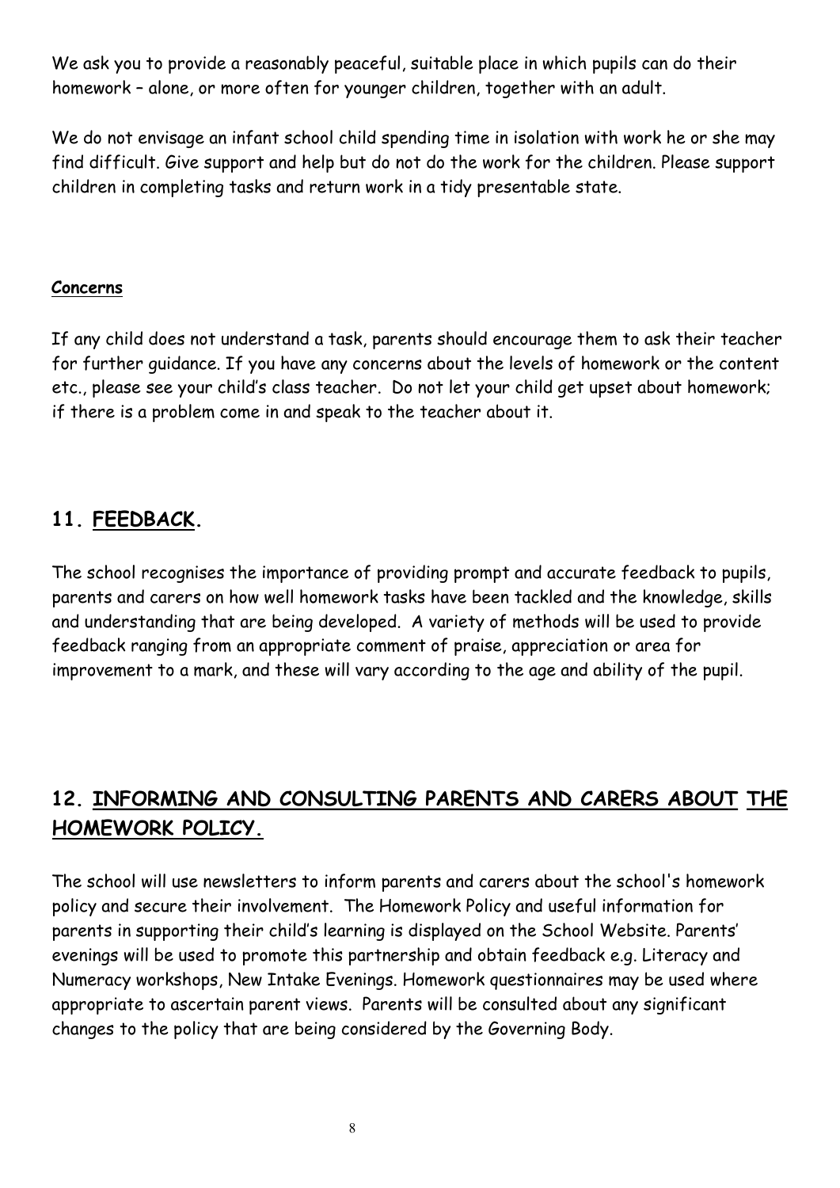We ask you to provide a reasonably peaceful, suitable place in which pupils can do their homework – alone, or more often for younger children, together with an adult.

We do not envisage an infant school child spending time in isolation with work he or she may find difficult. Give support and help but do not do the work for the children. Please support children in completing tasks and return work in a tidy presentable state.

#### Concerns

If any child does not understand a task, parents should encourage them to ask their teacher for further guidance. If you have any concerns about the levels of homework or the content etc., please see your child's class teacher. Do not let your child get upset about homework; if there is a problem come in and speak to the teacher about it.

## 11. FEEDBACK.

The school recognises the importance of providing prompt and accurate feedback to pupils, parents and carers on how well homework tasks have been tackled and the knowledge, skills and understanding that are being developed. A variety of methods will be used to provide feedback ranging from an appropriate comment of praise, appreciation or area for improvement to a mark, and these will vary according to the age and ability of the pupil.

## 12. INFORMING AND CONSULTING PARENTS AND CARERS ABOUT THE HOMEWORK POLICY.

The school will use newsletters to inform parents and carers about the school's homework policy and secure their involvement. The Homework Policy and useful information for parents in supporting their child's learning is displayed on the School Website. Parents' evenings will be used to promote this partnership and obtain feedback e.g. Literacy and Numeracy workshops, New Intake Evenings. Homework questionnaires may be used where appropriate to ascertain parent views. Parents will be consulted about any significant changes to the policy that are being considered by the Governing Body.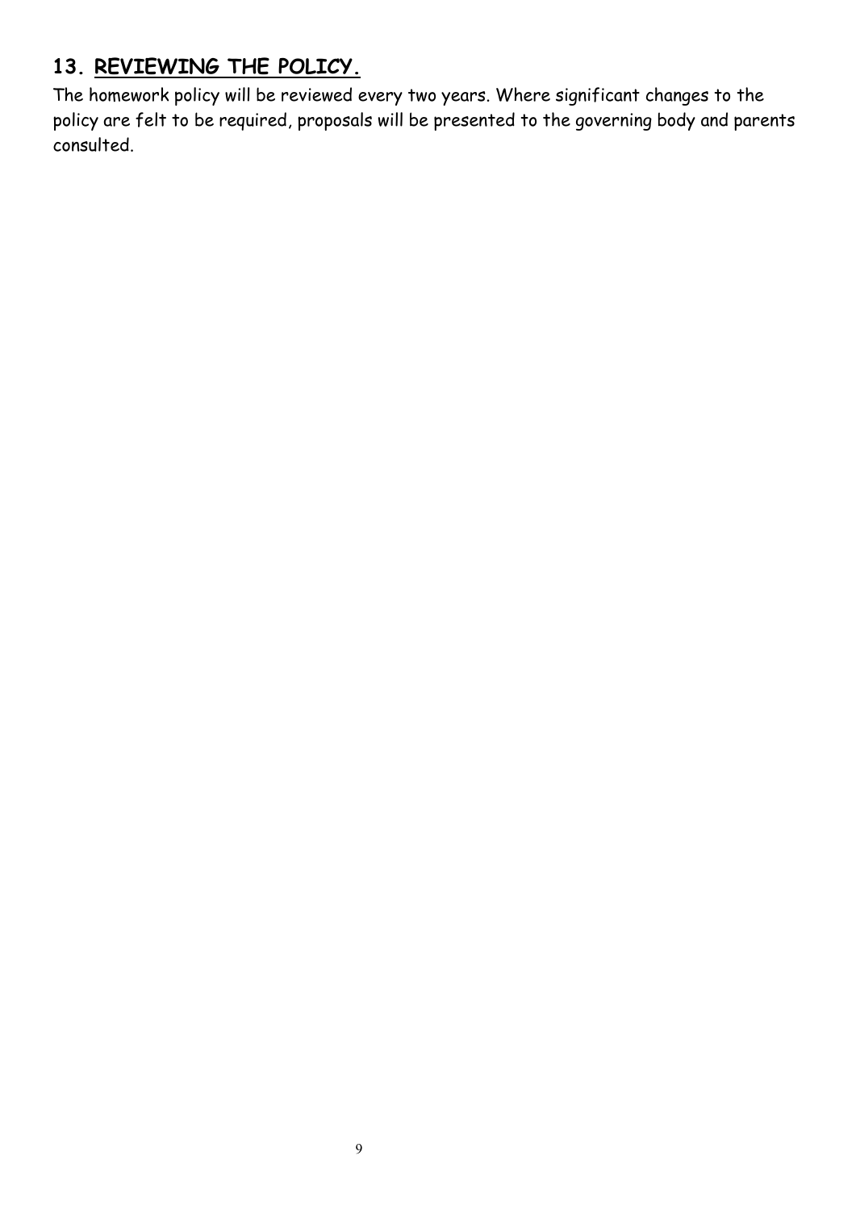## 13. REVIEWING THE POLICY.

The homework policy will be reviewed every two years. Where significant changes to the policy are felt to be required, proposals will be presented to the governing body and parents consulted.